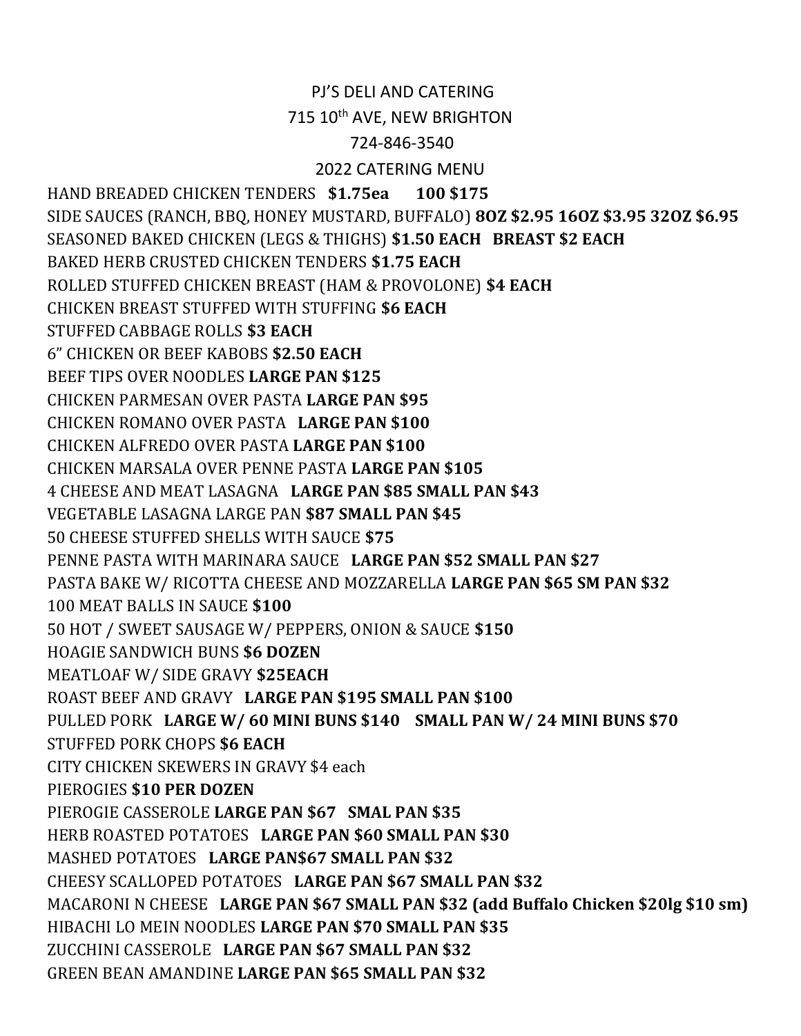# PJ'S DELI AND CATERING

715 10th AVE, NEW BRIGHTON

724-846-3540

## 2022 CATERING MENU

HAND BREADED CHICKEN TENDERS **$1.75ea 100 $175**

SIDE SAUCES (RANCH, BBQ, HONEY MUSTARD, BUFFALO) **8OZ $2.95 16OZ $3.95 32OZ $6.95**

SEASONED BAKED CHICKEN (LEGS & THIGHS) **$1.50 EACH BREAST $2 EACH**

BAKED HERB CRUSTED CHICKEN TENDERS **$1.75 EACH**

ROLLED STUFFED CHICKEN BREAST (HAM & PROVOLONE) **$4 EACH**

CHICKEN BREAST STUFFED WITH STUFFING **$6 EACH**

STUFFED CABBAGE ROLLS **$3 EACH**

6" CHICKEN OR BEEF KABOBS **$2.50 EACH**

BEEF TIPS OVER NOODLES **LARGE PAN $125**

CHICKEN PARMESAN OVER PASTA **LARGE PAN $95**

CHICKEN ROMANO OVER PASTA **LARGE PAN $100**

CHICKEN ALFREDO OVER PASTA **LARGE PAN $100**

CHICKEN MARSALA OVER PENNE PASTA **LARGE PAN $105**

4 CHEESE AND MEAT LASAGNA **LARGE PAN $85 SMALL PAN $43**

VEGETABLE LASAGNA LARGE PAN **$87 SMALL PAN $45**

50 CHEESE STUFFED SHELLS WITH SAUCE **$75**

PENNE PASTA WITH MARINARA SAUCE **LARGE PAN $52 SMALL PAN $27**

PASTA BAKE W/ RICOTTA CHEESE AND MOZZARELLA **LARGE PAN $65 SM PAN $32**

100 MEAT BALLS IN SAUCE **$100**

50 HOT / SWEET SAUSAGE W/ PEPPERS, ONION & SAUCE **$150**

HOAGIE SANDWICH BUNS **$6 DOZEN**

MEATLOAF W/ SIDE GRAVY **$25EACH**

ROAST BEEF AND GRAVY **LARGE PAN $195 SMALL PAN $100**

PULLED PORK **LARGE W/ 60 MINI BUNS $140 SMALL PAN W/ 24 MINI BUNS $70**

STUFFED PORK CHOPS **$6 EACH**

CITY CHICKEN SKEWERS IN GRAVY $4 each

PIEROGIES **$10 PER DOZEN**

PIEROGIE CASSEROLE **LARGE PAN $67 SMAL PAN $35**

HERB ROASTED POTATOES **LARGE PAN $60 SMALL PAN $30**

MASHED POTATOES **LARGE PAN$67 SMALL PAN $32**

CHEESY SCALLOPED POTATOES **LARGE PAN $67 SMALL PAN $32**

MACARONI N CHEESE **LARGE PAN $67 SMALL PAN $32 (add Buffalo Chicken $20lg $10 sm)**

HIBACHI LO MEIN NOODLES **LARGE PAN $70 SMALL PAN $35**

ZUCCHINI CASSEROLE **LARGE PAN $67 SMALL PAN $32**

GREEN BEAN AMANDINE **LARGE PAN $65 SMALL PAN $32**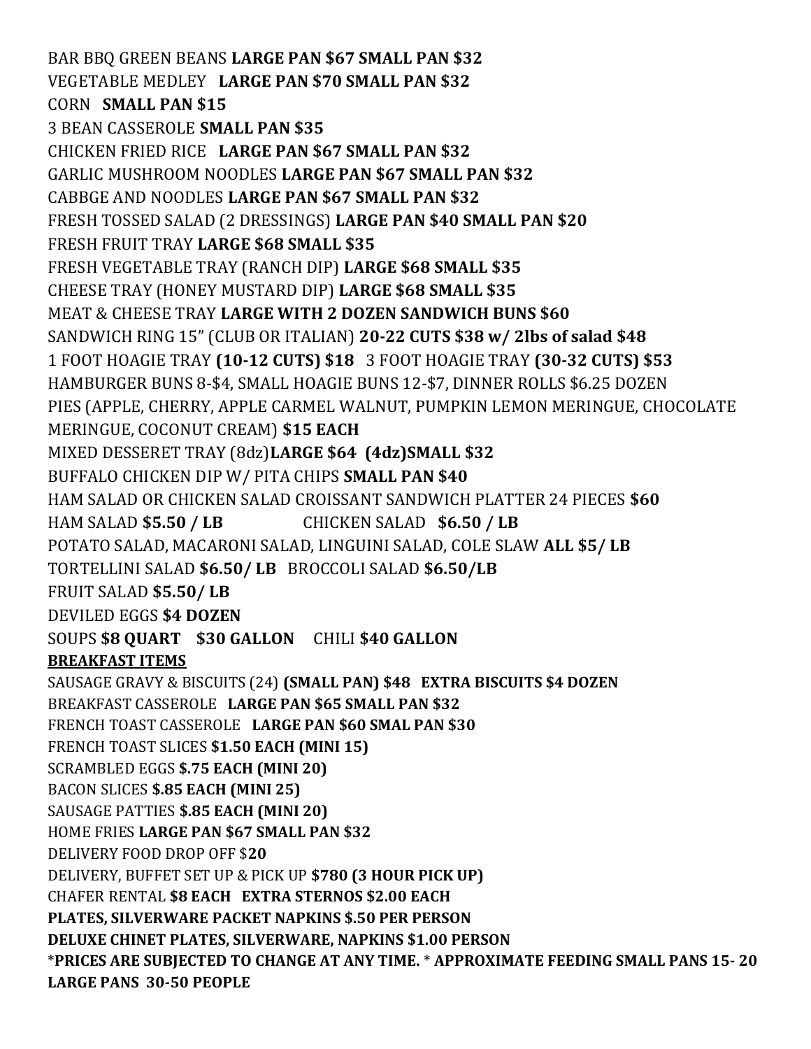BAR BBQ GREEN BEANS **LARGE PAN $67 SMALL PAN $32**
VEGETABLE MEDLEY **LARGE PAN $70 SMALL PAN $32**
CORN **SMALL PAN $15**
3 BEAN CASSEROLE **SMALL PAN $35**
CHICKEN FRIED RICE **LARGE PAN $67 SMALL PAN $32**
GARLIC MUSHROOM NOODLES **LARGE PAN $67 SMALL PAN $32**
CABBGE AND NOODLES **LARGE PAN $67 SMALL PAN $32**
FRESH TOSSED SALAD (2 DRESSINGS) **LARGE PAN $40 SMALL PAN $20**
FRESH FRUIT TRAY **LARGE $68 SMALL $35**
FRESH VEGETABLE TRAY (RANCH DIP) **LARGE $68 SMALL $35**
CHEESE TRAY (HONEY MUSTARD DIP) **LARGE $68 SMALL $35**
MEAT & CHEESE TRAY **LARGE WITH 2 DOZEN SANDWICH BUNS $60**
SANDWICH RING 15" (CLUB OR ITALIAN) **20-22 CUTS $38 w/ 2lbs of salad $48**
1 FOOT HOAGIE TRAY **(10-12 CUTS) $18** 3 FOOT HOAGIE TRAY **(30-32 CUTS) $53**
HAMBURGER BUNS 8-$4, SMALL HOAGIE BUNS 12-$7, DINNER ROLLS $6.25 DOZEN
PIES (APPLE, CHERRY, APPLE CARMEL WALNUT, PUMPKIN LEMON MERINGUE, CHOCOLATE MERINGUE, COCONUT CREAM) **$15 EACH**
MIXED DESSERET TRAY (8dz)**LARGE $64 (4dz)SMALL $32**
BUFFALO CHICKEN DIP W/ PITA CHIPS **SMALL PAN $40**
HAM SALAD OR CHICKEN SALAD CROISSANT SANDWICH PLATTER 24 PIECES **$60**
HAM SALAD **$5.50 / LB** CHICKEN SALAD **$6.50 / LB**
POTATO SALAD, MACARONI SALAD, LINGUINI SALAD, COLE SLAW **ALL $5/ LB**
TORTELLINI SALAD **$6.50/ LB** BROCCOLI SALAD **$6.50/LB**
FRUIT SALAD **$5.50/ LB**
DEVILED EGGS **$4 DOZEN**
SOUPS **$8 QUART $30 GALLON** CHILI **$40 GALLON**

## **BREAKFAST ITEMS**

SAUSAGE GRAVY & BISCUITS (24) **(SMALL PAN) $48 EXTRA BISCUITS $4 DOZEN**
BREAKFAST CASSEROLE **LARGE PAN $65 SMALL PAN $32**
FRENCH TOAST CASSEROLE **LARGE PAN $60 SMAL PAN $30**
FRENCH TOAST SLICES **$1.50 EACH (MINI 15)**
SCRAMBLED EGGS **$.75 EACH (MINI 20)**
BACON SLICES **$.85 EACH (MINI 25)**
SAUSAGE PATTIES **$.85 EACH (MINI 20)**
HOME FRIES **LARGE PAN $67 SMALL PAN $32**
DELIVERY FOOD DROP OFF $**20**
DELIVERY, BUFFET SET UP & PICK UP **$780 (3 HOUR PICK UP)**
CHAFER RENTAL **$8 EACH EXTRA STERNOS $2.00 EACH**
**PLATES, SILVERWARE PACKET NAPKINS $.50 PER PERSON**
**DELUXE CHINET PLATES, SILVERWARE, NAPKINS $1.00 PERSON**
\***PRICES ARE SUBJECTED TO CHANGE AT ANY TIME.** \* **APPROXIMATE FEEDING SMALL PANS 15- 20 LARGE PANS 30-50 PEOPLE**